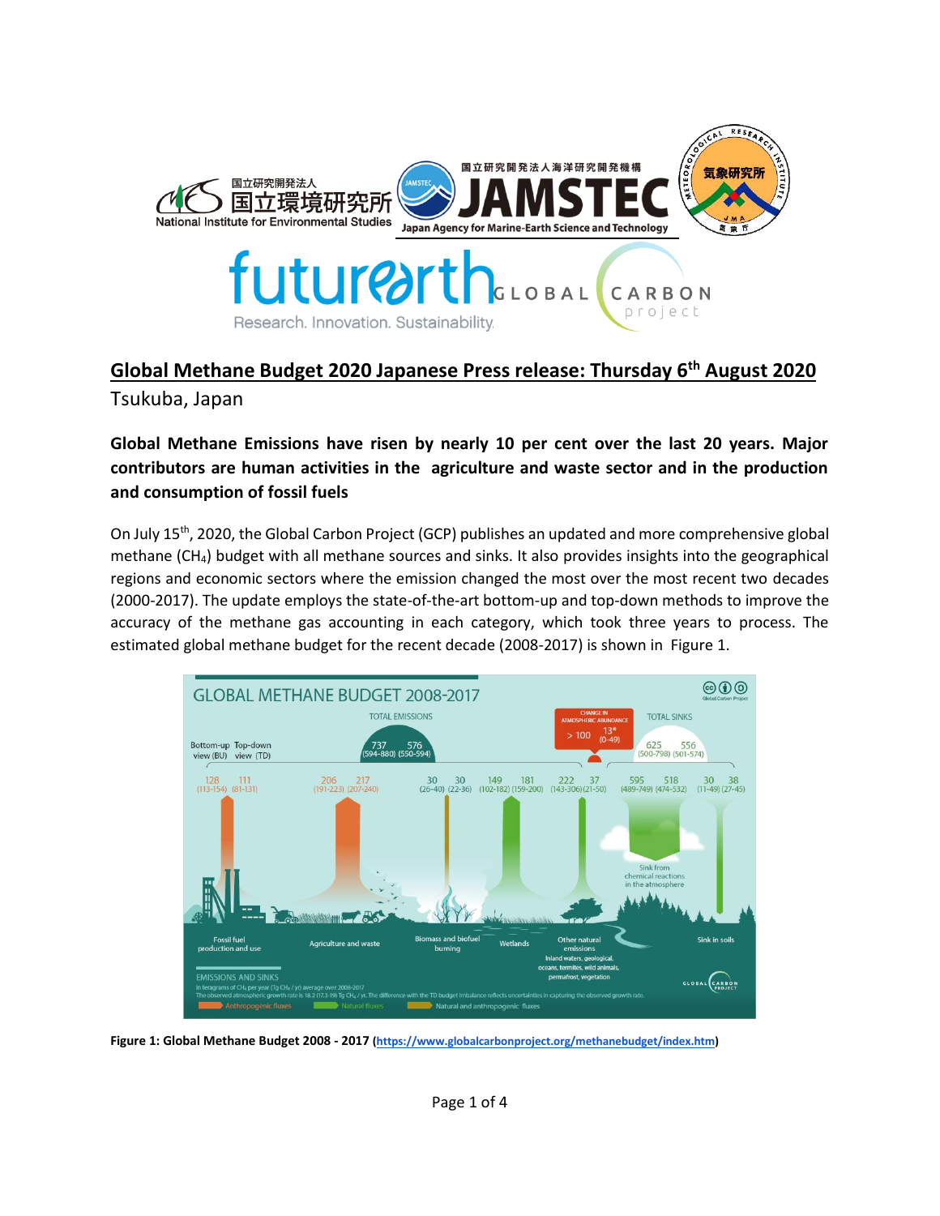## Global Methane Budget 2020 Japanese Press release: Thursday 6th August 2020

Tsukuba, Japan

**Global Methane Emissions have risen by nearly 10 per cent over the last 20 years. Major contributors are human activities in the agriculture and waste sector and in the production and consumption of fossil fuels**

On July 15th, 2020, the Global Carbon Project (GCP) publishes an updated and more comprehensive global methane ($CH_4$) budget with all methane sources and sinks. It also provides insights into the geographical regions and economic sectors where the emission changed the most over the most recent two decades (2000-2017). The update employs the state-of-the-art bottom-up and top-down methods to improve the accuracy of the methane gas accounting in each category, which took three years to process. The estimated global methane budget for the recent decade (2008-2017) is shown in Figure 1.

**Figure 1: Global Methane Budget 2008 - 2017 (https://www.globalcarbonproject.org/methanebudget/index.htm)**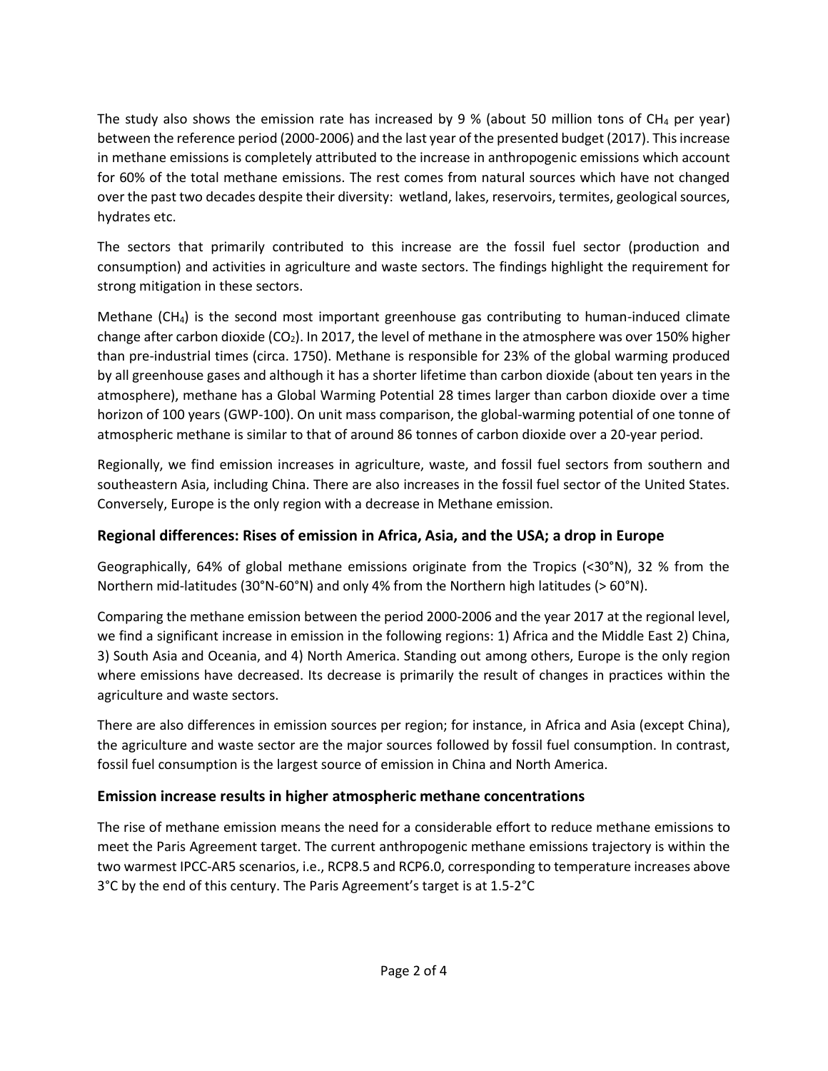The study also shows the emission rate has increased by 9 % (about 50 million tons of $CH_4$ per year) between the reference period (2000-2006) and the last year of the presented budget (2017). This increase in methane emissions is completely attributed to the increase in anthropogenic emissions which account for 60% of the total methane emissions. The rest comes from natural sources which have not changed over the past two decades despite their diversity: wetland, lakes, reservoirs, termites, geological sources, hydrates etc.

The sectors that primarily contributed to this increase are the fossil fuel sector (production and consumption) and activities in agriculture and waste sectors. The findings highlight the requirement for strong mitigation in these sectors.

Methane ($CH_4$) is the second most important greenhouse gas contributing to human-induced climate change after carbon dioxide ($CO_2$). In 2017, the level of methane in the atmosphere was over 150% higher than pre-industrial times (circa. 1750). Methane is responsible for 23% of the global warming produced by all greenhouse gases and although it has a shorter lifetime than carbon dioxide (about ten years in the atmosphere), methane has a Global Warming Potential 28 times larger than carbon dioxide over a time horizon of 100 years (GWP-100). On unit mass comparison, the global-warming potential of one tonne of atmospheric methane is similar to that of around 86 tonnes of carbon dioxide over a 20-year period.

Regionally, we find emission increases in agriculture, waste, and fossil fuel sectors from southern and southeastern Asia, including China. There are also increases in the fossil fuel sector of the United States. Conversely, Europe is the only region with a decrease in Methane emission.

## Regional differences: Rises of emission in Africa, Asia, and the USA; a drop in Europe

Geographically, 64% of global methane emissions originate from the Tropics (<30°N), 32 % from the Northern mid-latitudes (30°N-60°N) and only 4% from the Northern high latitudes (> 60°N).

Comparing the methane emission between the period 2000-2006 and the year 2017 at the regional level, we find a significant increase in emission in the following regions: 1) Africa and the Middle East 2) China, 3) South Asia and Oceania, and 4) North America. Standing out among others, Europe is the only region where emissions have decreased. Its decrease is primarily the result of changes in practices within the agriculture and waste sectors.

There are also differences in emission sources per region; for instance, in Africa and Asia (except China), the agriculture and waste sector are the major sources followed by fossil fuel consumption. In contrast, fossil fuel consumption is the largest source of emission in China and North America.

## Emission increase results in higher atmospheric methane concentrations

The rise of methane emission means the need for a considerable effort to reduce methane emissions to meet the Paris Agreement target. The current anthropogenic methane emissions trajectory is within the two warmest IPCC-AR5 scenarios, i.e., RCP8.5 and RCP6.0, corresponding to temperature increases above 3°C by the end of this century. The Paris Agreement's target is at 1.5-2°C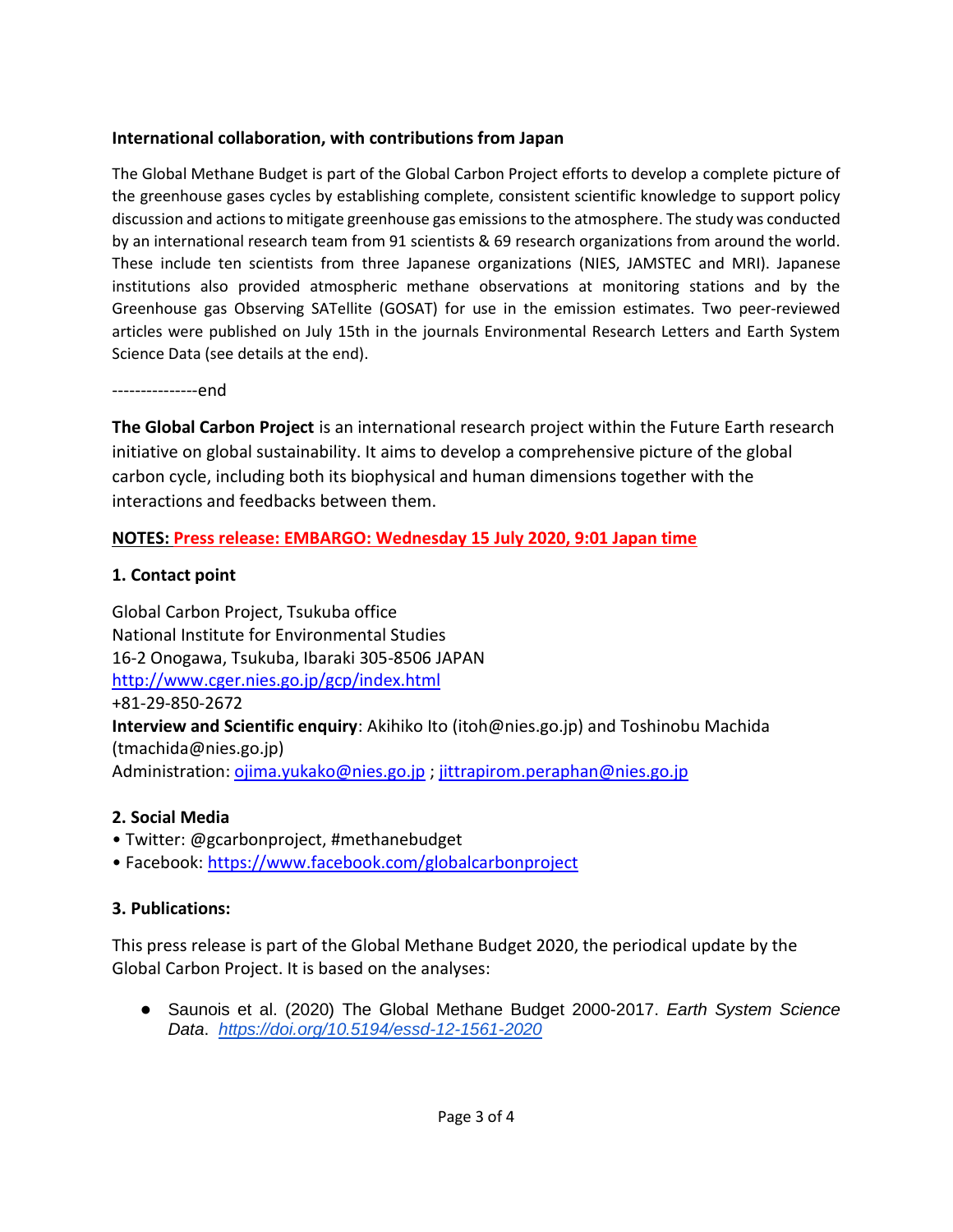**International collaboration, with contributions from Japan**

The Global Methane Budget is part of the Global Carbon Project efforts to develop a complete picture of the greenhouse gases cycles by establishing complete, consistent scientific knowledge to support policy discussion and actions to mitigate greenhouse gas emissions to the atmosphere. The study was conducted by an international research team from 91 scientists & 69 research organizations from around the world. These include ten scientists from three Japanese organizations (NIES, JAMSTEC and MRI). Japanese institutions also provided atmospheric methane observations at monitoring stations and by the Greenhouse gas Observing SATellite (GOSAT) for use in the emission estimates. Two peer-reviewed articles were published on July 15th in the journals Environmental Research Letters and Earth System Science Data (see details at the end).

---------------end

**The Global Carbon Project** is an international research project within the Future Earth research initiative on global sustainability. It aims to develop a comprehensive picture of the global carbon cycle, including both its biophysical and human dimensions together with the interactions and feedbacks between them.

**NOTES: Press release: EMBARGO: Wednesday 15 July 2020, 9:01 Japan time**

**1. Contact point**

Global Carbon Project, Tsukuba office
National Institute for Environmental Studies
16-2 Onogawa, Tsukuba, Ibaraki 305-8506 JAPAN
http://www.cger.nies.go.jp/gcp/index.html
+81-29-850-2672
**Interview and Scientific enquiry**: Akihiko Ito (itoh@nies.go.jp) and Toshinobu Machida (tmachida@nies.go.jp)
Administration: ojima.yukako@nies.go.jp ; jittrapirom.peraphan@nies.go.jp

**2. Social Media**

- Twitter: @gcarbonproject, #methanebudget
- Facebook: https://www.facebook.com/globalcarbonproject

**3. Publications:**

This press release is part of the Global Methane Budget 2020, the periodical update by the Global Carbon Project. It is based on the analyses:

- Saunois et al. (2020) The Global Methane Budget 2000-2017. *Earth System Science Data*. *https://doi.org/10.5194/essd-12-1561-2020*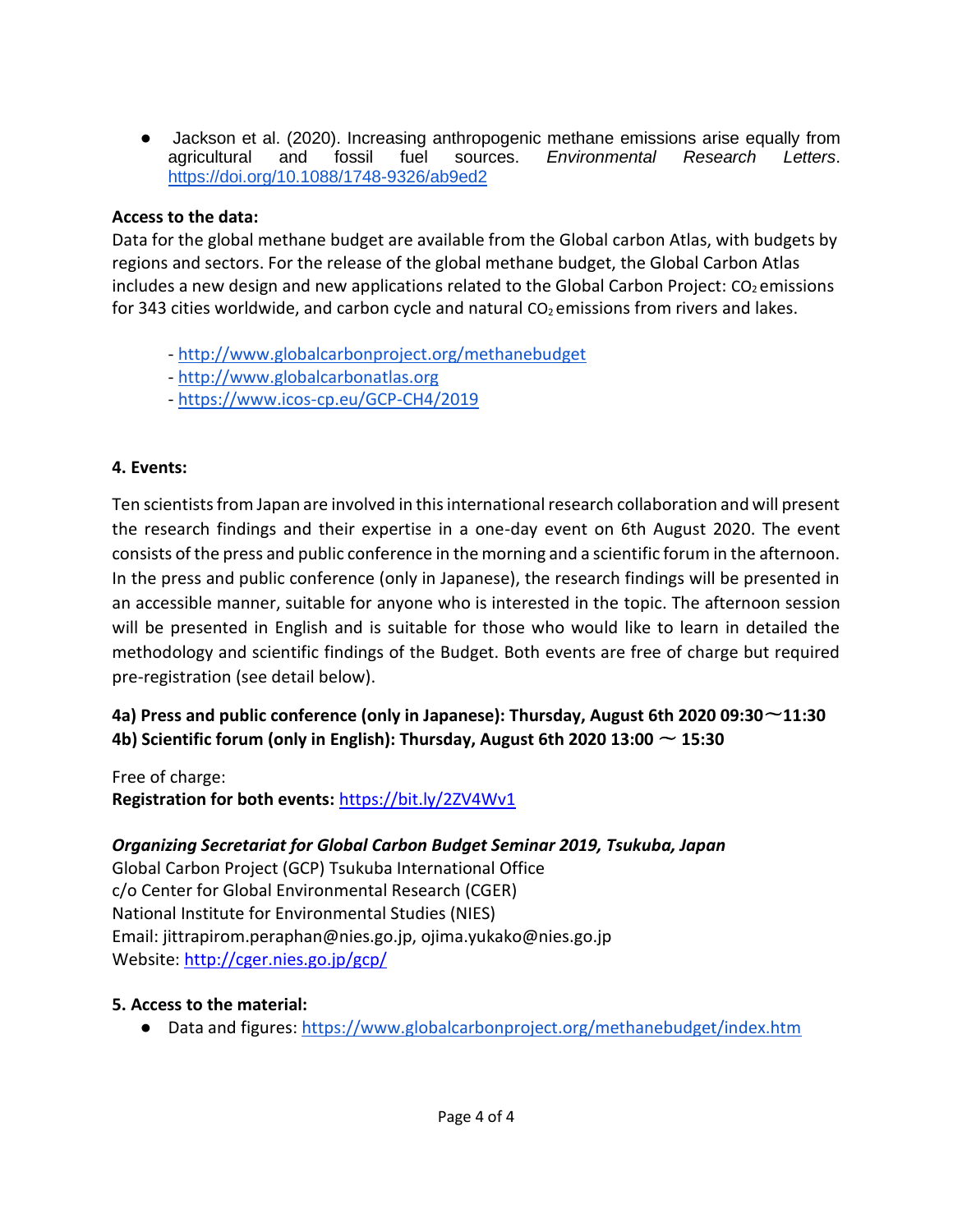- Jackson et al. (2020). Increasing anthropogenic methane emissions arise equally from agricultural and fossil fuel sources. *Environmental Research Letters*. https://doi.org/10.1088/1748-9326/ab9ed2

**Access to the data:**

Data for the global methane budget are available from the Global carbon Atlas, with budgets by regions and sectors. For the release of the global methane budget, the Global Carbon Atlas includes a new design and new applications related to the Global Carbon Project: $CO_2$ emissions for 343 cities worldwide, and carbon cycle and natural $CO_2$ emissions from rivers and lakes.

- http://www.globalcarbonproject.org/methanebudget
- http://www.globalcarbonatlas.org
- https://www.icos-cp.eu/GCP-CH4/2019

**4. Events:**

Ten scientists from Japan are involved in this international research collaboration and will present the research findings and their expertise in a one-day event on 6th August 2020. The event consists of the press and public conference in the morning and a scientific forum in the afternoon. In the press and public conference (only in Japanese), the research findings will be presented in an accessible manner, suitable for anyone who is interested in the topic. The afternoon session will be presented in English and is suitable for those who would like to learn in detailed the methodology and scientific findings of the Budget. Both events are free of charge but required pre-registration (see detail below).

**4a) Press and public conference (only in Japanese): Thursday, August 6th 2020 09:30～11:30**
**4b) Scientific forum (only in English): Thursday, August 6th 2020 13:00 ～ 15:30**

Free of charge:
**Registration for both events:** https://bit.ly/2ZV4Wv1

***Organizing Secretariat for Global Carbon Budget Seminar 2019, Tsukuba, Japan***
Global Carbon Project (GCP) Tsukuba International Office
c/o Center for Global Environmental Research (CGER)
National Institute for Environmental Studies (NIES)
Email: jittrapirom.peraphan@nies.go.jp, ojima.yukako@nies.go.jp
Website: http://cger.nies.go.jp/gcp/

**5. Access to the material:**

- Data and figures: https://www.globalcarbonproject.org/methanebudget/index.htm